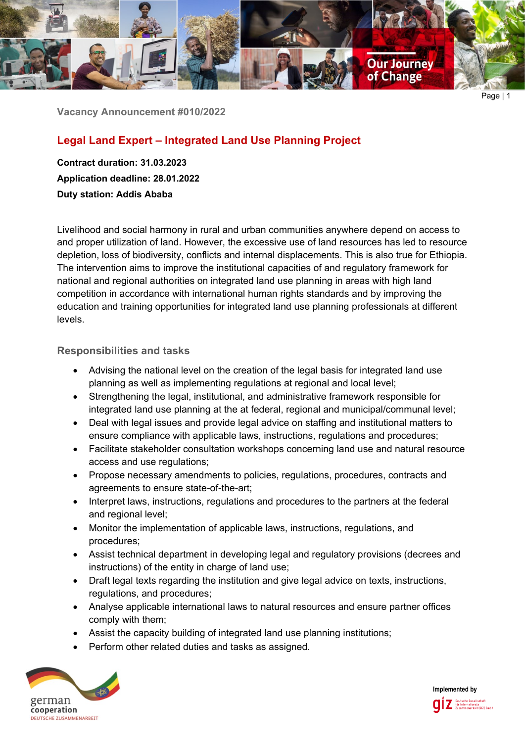Vacancy Announcement #010/2022

# Legal Land Expert – Integrated Land Use Planning Project

**Contract duration: 31.03.2023**

**Application deadline: 28.01.2022**

**Duty station: Addis Ababa**

Livelihood and social harmony in rural and urban communities anywhere depend on access to and proper utilization of land. However, the excessive use of land resources has led to resource depletion, loss of biodiversity, conflicts and internal displacements. This is also true for Ethiopia. The intervention aims to improve the institutional capacities of and regulatory framework for national and regional authorities on integrated land use planning in areas with high land competition in accordance with international human rights standards and by improving the education and training opportunities for integrated land use planning professionals at different levels.

## Responsibilities and tasks

- Advising the national level on the creation of the legal basis for integrated land use planning as well as implementing regulations at regional and local level;
- Strengthening the legal, institutional, and administrative framework responsible for integrated land use planning at the at federal, regional and municipal/communal level;
- Deal with legal issues and provide legal advice on staffing and institutional matters to ensure compliance with applicable laws, instructions, regulations and procedures;
- Facilitate stakeholder consultation workshops concerning land use and natural resource access and use regulations;
- Propose necessary amendments to policies, regulations, procedures, contracts and agreements to ensure state-of-the-art;
- Interpret laws, instructions, regulations and procedures to the partners at the federal and regional level;
- Monitor the implementation of applicable laws, instructions, regulations, and procedures;
- Assist technical department in developing legal and regulatory provisions (decrees and instructions) of the entity in charge of land use;
- Draft legal texts regarding the institution and give legal advice on texts, instructions, regulations, and procedures;
- Analyse applicable international laws to natural resources and ensure partner offices comply with them;
- Assist the capacity building of integrated land use planning institutions;
- Perform other related duties and tasks as assigned.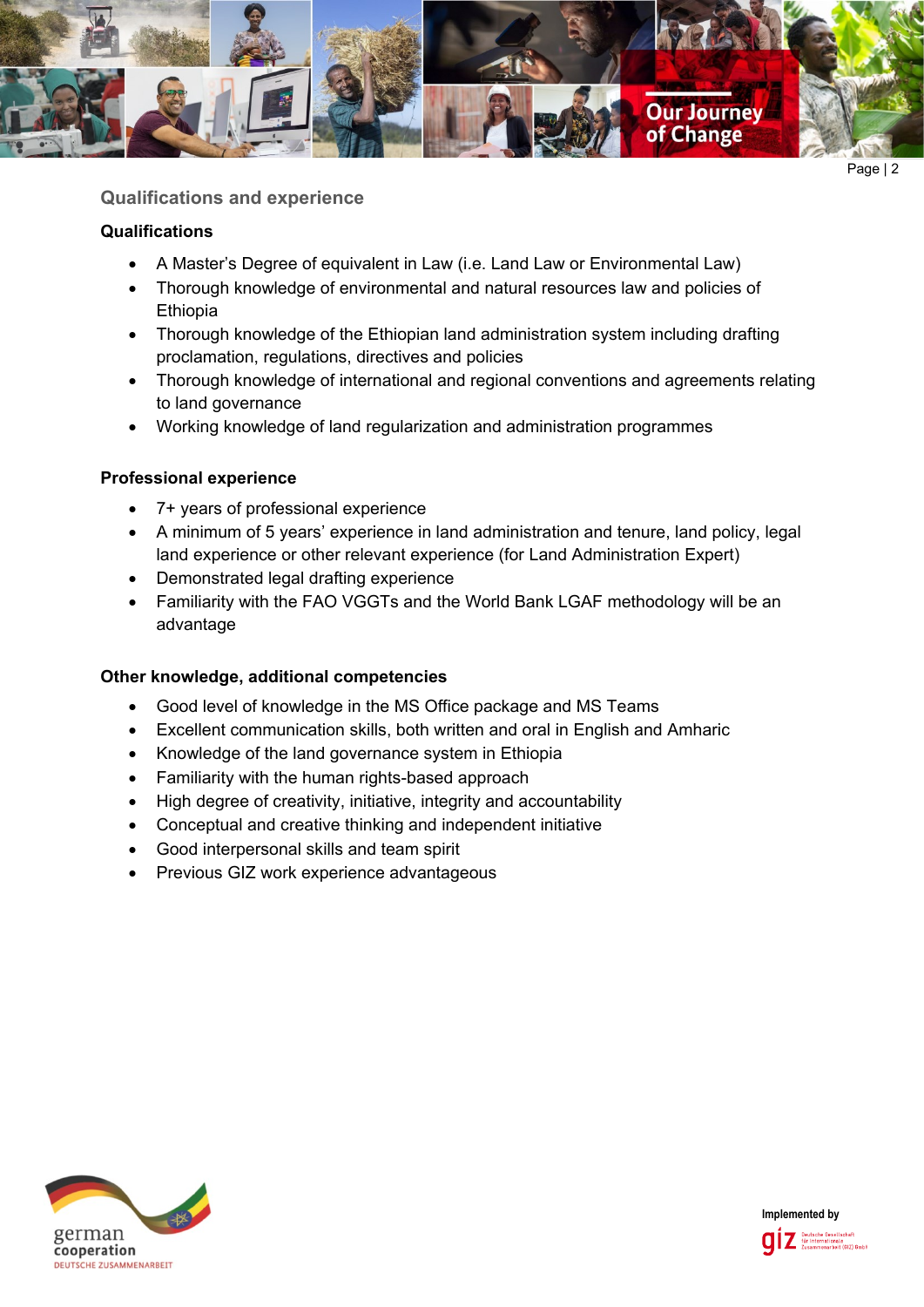## Qualifications and experience

### Qualifications

- A Master's Degree of equivalent in Law (i.e. Land Law or Environmental Law)
- Thorough knowledge of environmental and natural resources law and policies of Ethiopia
- Thorough knowledge of the Ethiopian land administration system including drafting proclamation, regulations, directives and policies
- Thorough knowledge of international and regional conventions and agreements relating to land governance
- Working knowledge of land regularization and administration programmes

### Professional experience

- 7+ years of professional experience
- A minimum of 5 years' experience in land administration and tenure, land policy, legal land experience or other relevant experience (for Land Administration Expert)
- Demonstrated legal drafting experience
- Familiarity with the FAO VGGTs and the World Bank LGAF methodology will be an advantage

### Other knowledge, additional competencies

- Good level of knowledge in the MS Office package and MS Teams
- Excellent communication skills, both written and oral in English and Amharic
- Knowledge of the land governance system in Ethiopia
- Familiarity with the human rights-based approach
- High degree of creativity, initiative, integrity and accountability
- Conceptual and creative thinking and independent initiative
- Good interpersonal skills and team spirit
- Previous GIZ work experience advantageous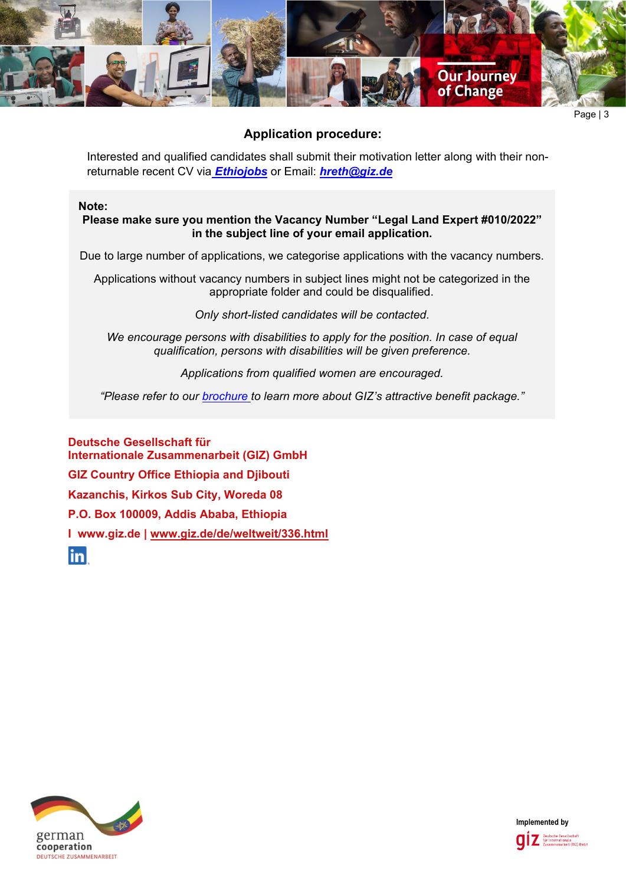## Application procedure:

Interested and qualified candidates shall submit their motivation letter along with their non-returnable recent CV via ***Ethiojobs*** or Email: ***hreth@giz.de***

**Note:**

**Please make sure you mention the Vacancy Number "Legal Land Expert #010/2022" in the subject line of your email application.**

Due to large number of applications, we categorise applications with the vacancy numbers.

Applications without vacancy numbers in subject lines might not be categorized in the appropriate folder and could be disqualified.

*Only short-listed candidates will be contacted.*

*We encourage persons with disabilities to apply for the position. In case of equal qualification, persons with disabilities will be given preference.*

*Applications from qualified women are encouraged.*

*"Please refer to our brochure to learn more about GIZ's attractive benefit package."*

**Deutsche Gesellschaft für Internationale Zusammenarbeit (GIZ) GmbH**

**GIZ Country Office Ethiopia and Djibouti**

**Kazanchis, Kirkos Sub City, Woreda 08**

**P.O. Box 100009, Addis Ababa, Ethiopia**

**I www.giz.de | www.giz.de/de/weltweit/336.html**

german cooperation
DEUTSCHE ZUSAMMENARBEIT

Implemented by
giz Deutsche Gesellschaft für Internationale Zusammenarbeit (GIZ) GmbH